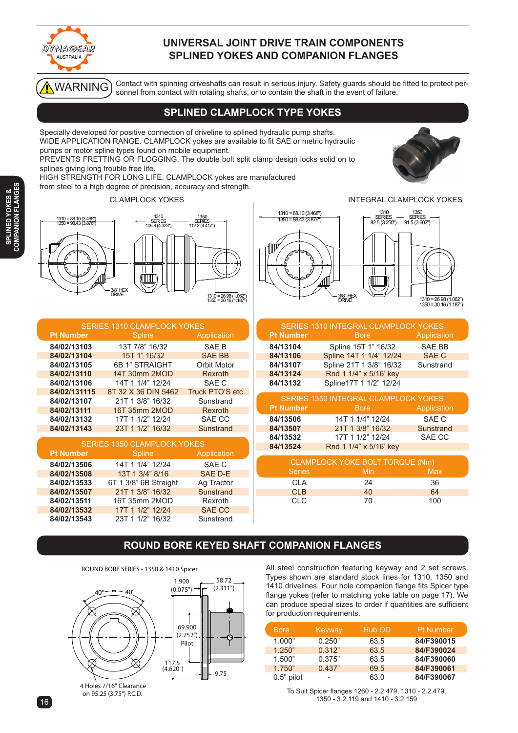# UNIVERSAL JOINT DRIVE TRAIN COMPONENTS
# SPLINED YOKES AND COMPANION FLANGES

**WARNING** Contact with spinning driveshafts can result in serious injury. Safety guards should be fitted to protect personnel from contact with rotating shafts, or to contain the shaft in the event of failure.

## SPLINED CLAMPLOCK TYPE YOKES

Specially developed for positive connection of driveline to splined hydraulic pump shafts.
WIDE APPLICATION RANGE. CLAMPLOCK yokes are available to fit SAE or metric hydraulic pumps or motor spline types found on mobile equipment.
PREVENTS FRETTING OR FLOGGING. The double bolt split clamp design locks solid on to splines giving long trouble free life.
HIGH STRENGTH FOR LONG LIFE. CLAMPLOCK yokes are manufactured from steel to a high degree of precision, accuracy and strength.

CLAMPLOCK YOKES

1310 = 88.10 (3.468")
1350 = 98.43 (3.876")
1310 SERIES 109.8 (4.323")
1350 SERIES 112.2 (4.417")
3/8" HEX DRIVE
1310 = 26.98 (1.062")
1350 = 30.16 (1.187")

INTEGRAL CLAMPLOCK YOKES

1310 = 88.10 (3.468")
1350 = 98.43 (3.876")
1310 SERIES 82.5 (3.250")
1350 SERIES 91.5 (3.602")
3/8" HEX DRIVE
1310 = 26.98 (1.062")
1350 = 30.16 (1.187")

### SERIES 1310 CLAMPLOCK YOKES

| Pt Number | Spline | Application |
|---|---|---|
| 84/02/13103 | 13T 7/8" 16/32 | SAE B |
| 84/02/13104 | 15T 1" 16/32 | SAE BB |
| 84/02/13105 | 6B 1" STRAIGHT | Orbit Motor |
| 84/02/13110 | 14T 30mm 2MOD | Rexroth |
| 84/02/13106 | 14T 1 1/4" 12/24 | SAE C |
| 84/02/131115 | 8T 32 X 36 DIN 5462 | Truck PTO'S etc |
| 84/02/13107 | 21T 1 3/8" 16/32 | Sunstrand |
| 84/02/13111 | 16T 35mm 2MOD | Rexroth |
| 84/02/13132 | 17T 1 1/2" 12/24 | SAE CC |
| 84/02/13143 | 23T 1 1/2" 16/32 | Sunstrand |

### SERIES 1350 CLAMPLOCK YOKES

| Pt Number | Spline | Application |
|---|---|---|
| 84/02/13506 | 14T 1 1/4" 12/24 | SAE C |
| 84/02/13508 | 13T 1 3/4" 8/16 | SAE D-E |
| 84/02/13533 | 6T 1 3/8" 6B Straight | Ag Tractor |
| 84/02/13507 | 21T 1 3/8" 16/32 | Sunstrand |
| 84/02/13511 | 16T 35mm 2MOD | Rexroth |
| 84/02/13532 | 17T 1 1/2" 12/24 | SAE CC |
| 84/02/13543 | 23T 1 1/2" 16/32 | Sunstrand |

### SERIES 1310 INTEGRAL CLAMPLOCK YOKES

| Pt Number | Bore | Application |
|---|---|---|
| 84/13104 | Spline 15T 1" 16/32 | SAE BB |
| 84/13106 | Spline 14T 1 1/4" 12/24 | SAE C |
| 84/13107 | Spline 21T 1 3/8" 16/32 | Sunstrand |
| 84/13124 | Rnd 1 1/4" x 5/16' key | |
| 84/13132 | Spline17T 1 1/2" 12/24 | |

### SERIES 1350 INTEGRAL CLAMPLOCK YOKES

| Pt Number | Bore | Application |
|---|---|---|
| 84/13506 | 14T 1 1/4" 12/24 | SAE C |
| 84/13507 | 21T 1 3/8" 16/32 | Sunstrand |
| 84/13532 | 17T 1 1/2" 12/24 | SAE CC |
| 84/13524 | Rnd 1 1/4" x 5/16' key | |

### CLAMPLOCK YOKE BOLT TORQUE (Nm)

| Series | Min | Max |
|---|---|---|
| CLA | 24 | 36 |
| CLB | 40 | 64 |
| CLC | 70 | 100 |

## ROUND BORE KEYED SHAFT COMPANION FLANGES

ROUND BORE SERIES - 1350 & 1410 Spicer

40° 40°
1.900 (0.075")
58.72 (2.311")
69.900 (2.752") Pilot
117.5 (4.620")
9.75
4 Holes 7/16" Clearance on 95.25 (3.75") P.C.D.

All steel construction featuring keyway and 2 set screws. Types shown are standard stock lines for 1310, 1350 and 1410 drivelines. Four hole companion flange fits Spicer type flange yokes (refer to matching yoke table on page 17). We can produce special sizes to order if quantities are sufficient for production requirements.

| Bore | Keyway | Hub OD | Pt Number |
|---|---|---|---|
| 1.000" | 0.250" | 63.5 | 84/F390015 |
| 1.250" | 0.312" | 63.5 | 84/F390024 |
| 1.500" | 0.375" | 63.5 | 84/F390060 |
| 1.750" | 0.437" | 69.5 | 84/F390061 |
| 0.5" pilot | - | 63.0 | 84/F390067 |

To Suit Spicer flanges 1260 - 2.2.479, 1310 - 2.2.479, 1350 - 3.2.119 and 1410 - 3.2.159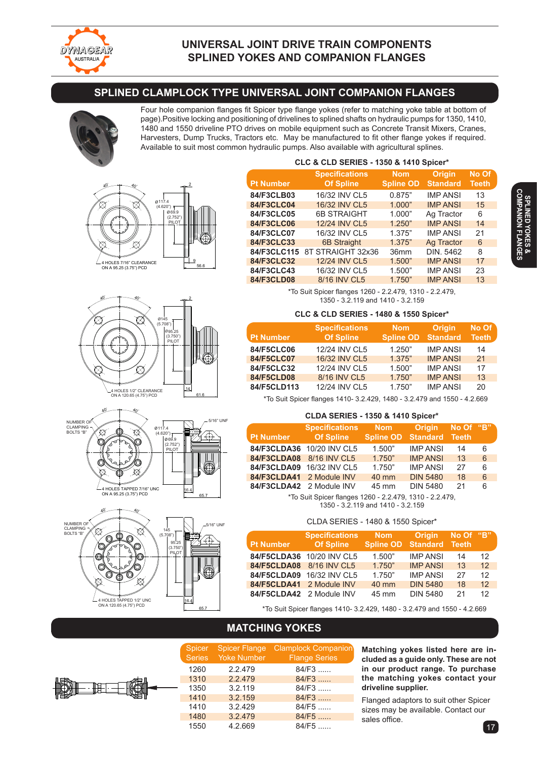# UNIVERSAL JOINT DRIVE TRAIN COMPONENTS
# SPLINED YOKES AND COMPANION FLANGES

## SPLINED CLAMPLOCK TYPE UNIVERSAL JOINT COMPANION FLANGES

Four hole companion flanges fit Spicer type flange yokes (refer to matching yoke table at bottom of page).Positive locking and positioning of drivelines to splined shafts on hydraulic pumps for 1350, 1410, 1480 and 1550 driveline PTO drives on mobile equipment such as Concrete Transit Mixers, Cranes, Harvesters, Dump Trucks, Tractors etc. May be manufactured to fit other flange yokes if required. Available to suit most common hydraulic pumps. Also available with agricultural splines.

40° 40° 2 Ø117.4 (4.620") Ø69.9 (2.752") PILOT 4 HOLES 7/16" CLEARANCE ON A 95.25 (3.75") PCD 9 56.6

40° 40° Ø145 (5.708") Ø95.25 (3.750") PILOT 4 HOLES 1/2" CLEARANCE ON A 120.65 (4.75") PCD 14 61.6

40° 40° NUMBER OF CLAMPING BOLTS "B" Ø117.4 (4.620") Ø69.9 (2.752") PILOT 5/16" UNF 4 HOLES TAPPED 7/16" UNC ON A 95.25 (3.75") PCD 16.4 65.7

40° 40° NUMBER OF CLAMPING BOLTS "B" 145 (5.708") 95.25 (3.750") PILOT 5/16" UNF 4 HOLES TAPPED 1/2" UNC ON A 120.65 (4.75") PCD 16.4 65.7

### CLC & CLD SERIES - 1350 & 1410 Spicer*

| Pt Number | Specifications Of Spline | Nom Spline OD | Origin Standard | No Of Teeth |
|---|---|---|---|---|
| 84/F3CLB03 | 16/32 INV CL5 | 0.875" | IMP ANSI | 13 |
| 84/F3CLC04 | 16/32 INV CL5 | 1.000" | IMP ANSI | 15 |
| 84/F3CLC05 | 6B STRAIGHT | 1.000" | Ag Tractor | 6 |
| 84/F3CLC06 | 12/24 INV CL5 | 1.250" | IMP ANSI | 14 |
| 84/F3CLC07 | 16/32 INV CL5 | 1.375" | IMP ANSI | 21 |
| 84/F3CLC33 | 6B Straight | 1.375" | Ag Tractor | 6 |
| 84/F3CLC115 | 8T STRAIGHT 32x36 | 36mm | DIN. 5462 | 8 |
| 84/F3CLC32 | 12/24 INV CL5 | 1.500" | IMP ANSI | 17 |
| 84/F3CLC43 | 16/32 INV CL5 | 1.500" | IMP ANSI | 23 |
| 84/F3CLD08 | 8/16 INV CL5 | 1.750" | IMP ANSI | 13 |

*To Suit Spicer flanges 1260 - 2.2.479, 1310 - 2.2.479, 1350 - 3.2.119 and 1410 - 3.2.159

### CLC & CLD SERIES - 1480 & 1550 Spicer*

| Pt Number | Specifications Of Spline | Nom Spline OD | Origin Standard | No Of Teeth |
|---|---|---|---|---|
| 84/F5CLC06 | 12/24 INV CL5 | 1.250" | IMP ANSI | 14 |
| 84/F5CLC07 | 16/32 INV CL5 | 1.375" | IMP ANSI | 21 |
| 84/F5CLC32 | 12/24 INV CL5 | 1.500" | IMP ANSI | 17 |
| 84/F5CLD08 | 8/16 INV CL5 | 1.750" | IMP ANSI | 13 |
| 84/F5CLD113 | 12/24 INV CL5 | 1.750" | IMP ANSI | 20 |

*To Suit Spicer flanges 1410- 3.2.429, 1480 - 3.2.479 and 1550 - 4.2.669

### CLDA SERIES - 1350 & 1410 Spicer*

| Pt Number | Specifications Of Spline | Nom Spline OD | Origin Standard | No Of Teeth | "B" |
|---|---|---|---|---|---|
| 84/F3CLDA36 | 10/20 INV CL5 | 1.500" | IMP ANSI | 14 | 6 |
| 84/F3CLDA08 | 8/16 INV CL5 | 1.750" | IMP ANSI | 13 | 6 |
| 84/F3CLDA09 | 16/32 INV CL5 | 1.750" | IMP ANSI | 27 | 6 |
| 84/F3CLDA41 | 2 Module INV | 40 mm | DIN 5480 | 18 | 6 |
| 84/F3CLDA42 | 2 Module INV | 45 mm | DIN 5480 | 21 | 6 |

*To Suit Spicer flanges 1260 - 2.2.479, 1310 - 2.2.479, 1350 - 3.2.119 and 1410 - 3.2.159

### CLDA SERIES - 1480 & 1550 Spicer*

| Pt Number | Specifications Of Spline | Nom Spline OD | Origin Standard | No Of Teeth | "B" |
|---|---|---|---|---|---|
| 84/F5CLDA36 | 10/20 INV CL5 | 1.500" | IMP ANSI | 14 | 12 |
| 84/F5CLDA08 | 8/16 INV CL5 | 1.750" | IMP ANSI | 13 | 12 |
| 84/F5CLDA09 | 16/32 INV CL5 | 1.750" | IMP ANSI | 27 | 12 |
| 84/F5CLDA41 | 2 Module INV | 40 mm | DIN 5480 | 18 | 12 |
| 84/F5CLDA42 | 2 Module INV | 45 mm | DIN 5480 | 21 | 12 |

*To Suit Spicer flanges 1410- 3.2.429, 1480 - 3.2.479 and 1550 - 4.2.669

## MATCHING YOKES

| Spicer Series | Spicer Flange Yoke Number | Clamplock Companion Flange Series |
|---|---|---|
| 1260 | 2.2.479 | 84/F3 ...... |
| 1310 | 2.2.479 | 84/F3 ...... |
| 1350 | 3.2.119 | 84/F3 ...... |
| 1410 | 3.2.159 | 84/F3 ...... |
| 1410 | 3.2.429 | 84/F5 ...... |
| 1480 | 3.2.479 | 84/F5 ...... |
| 1550 | 4.2.669 | 84/F5 ...... |

**Matching yokes listed here are included as a guide only. These are not in our product range. To purchase the matching yokes contact your driveline supplier.**

Flanged adaptors to suit other Spicer sizes may be available. Contact our sales office.